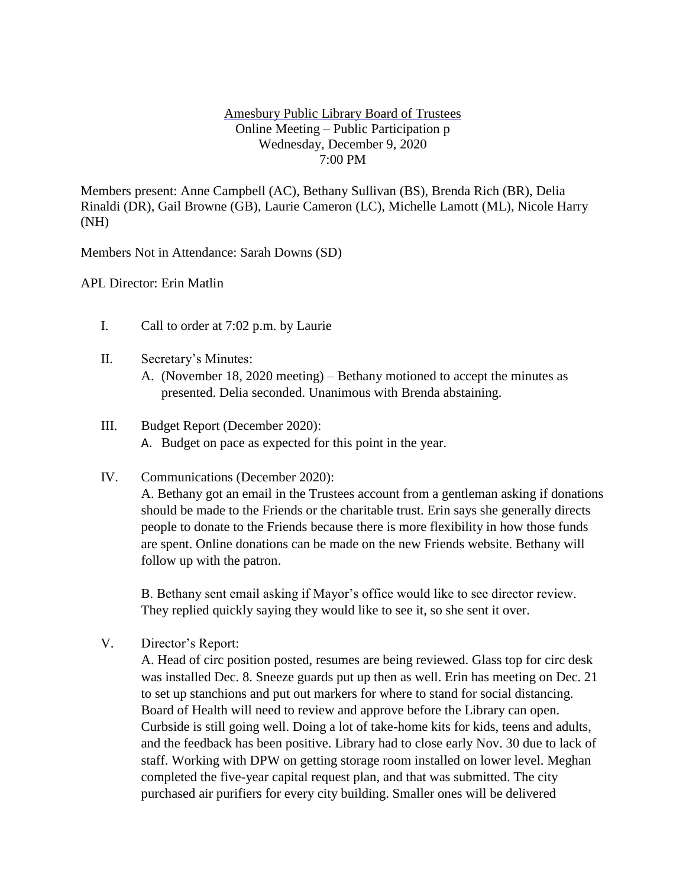Amesbury Public Library Board of Trustees
Online Meeting – Public Participation p
Wednesday, December 9, 2020
7:00 PM

Members present: Anne Campbell (AC), Bethany Sullivan (BS), Brenda Rich (BR), Delia Rinaldi (DR), Gail Browne (GB), Laurie Cameron (LC), Michelle Lamott (ML), Nicole Harry (NH)

Members Not in Attendance: Sarah Downs (SD)

APL Director: Erin Matlin

I. Call to order at 7:02 p.m. by Laurie

II. Secretary's Minutes:
   A. (November 18, 2020 meeting) – Bethany motioned to accept the minutes as presented. Delia seconded. Unanimous with Brenda abstaining.

III. Budget Report (December 2020):
   A. Budget on pace as expected for this point in the year.

IV. Communications (December 2020):
   A. Bethany got an email in the Trustees account from a gentleman asking if donations should be made to the Friends or the charitable trust. Erin says she generally directs people to donate to the Friends because there is more flexibility in how those funds are spent. Online donations can be made on the new Friends website. Bethany will follow up with the patron.

   B. Bethany sent email asking if Mayor's office would like to see director review. They replied quickly saying they would like to see it, so she sent it over.

V. Director's Report:
   A. Head of circ position posted, resumes are being reviewed. Glass top for circ desk was installed Dec. 8. Sneeze guards put up then as well. Erin has meeting on Dec. 21 to set up stanchions and put out markers for where to stand for social distancing. Board of Health will need to review and approve before the Library can open. Curbside is still going well. Doing a lot of take-home kits for kids, teens and adults, and the feedback has been positive. Library had to close early Nov. 30 due to lack of staff. Working with DPW on getting storage room installed on lower level. Meghan completed the five-year capital request plan, and that was submitted. The city purchased air purifiers for every city building. Smaller ones will be delivered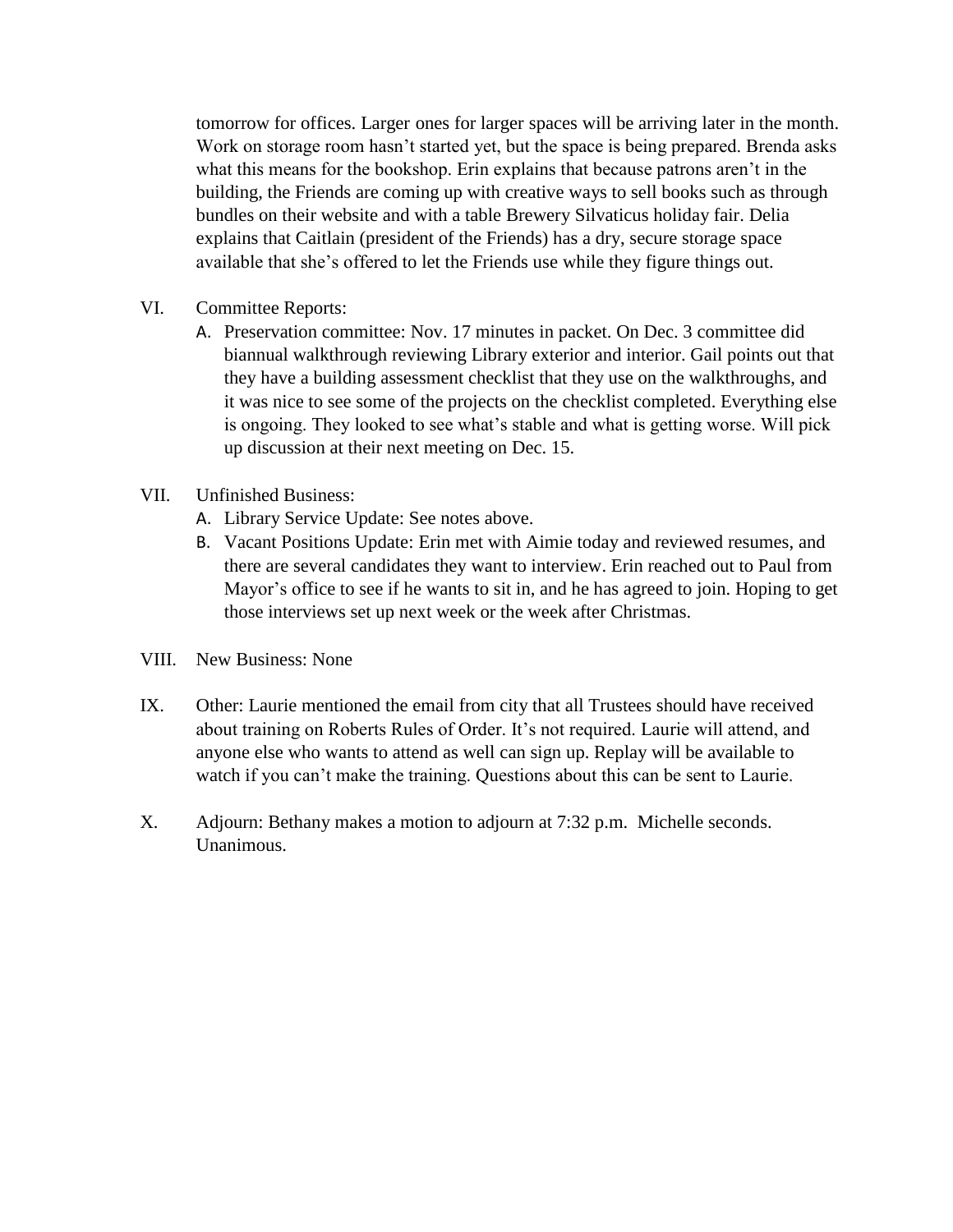tomorrow for offices. Larger ones for larger spaces will be arriving later in the month. Work on storage room hasn't started yet, but the space is being prepared. Brenda asks what this means for the bookshop. Erin explains that because patrons aren't in the building, the Friends are coming up with creative ways to sell books such as through bundles on their website and with a table Brewery Silvaticus holiday fair. Delia explains that Caitlain (president of the Friends) has a dry, secure storage space available that she's offered to let the Friends use while they figure things out.

VI. Committee Reports:

A. Preservation committee: Nov. 17 minutes in packet. On Dec. 3 committee did biannual walkthrough reviewing Library exterior and interior. Gail points out that they have a building assessment checklist that they use on the walkthroughs, and it was nice to see some of the projects on the checklist completed. Everything else is ongoing. They looked to see what's stable and what is getting worse. Will pick up discussion at their next meeting on Dec. 15.

VII. Unfinished Business:

A. Library Service Update: See notes above.

B. Vacant Positions Update: Erin met with Aimie today and reviewed resumes, and there are several candidates they want to interview. Erin reached out to Paul from Mayor's office to see if he wants to sit in, and he has agreed to join. Hoping to get those interviews set up next week or the week after Christmas.

VIII. New Business: None

IX. Other: Laurie mentioned the email from city that all Trustees should have received about training on Roberts Rules of Order. It's not required. Laurie will attend, and anyone else who wants to attend as well can sign up. Replay will be available to watch if you can't make the training. Questions about this can be sent to Laurie.

X. Adjourn: Bethany makes a motion to adjourn at 7:32 p.m. Michelle seconds. Unanimous.